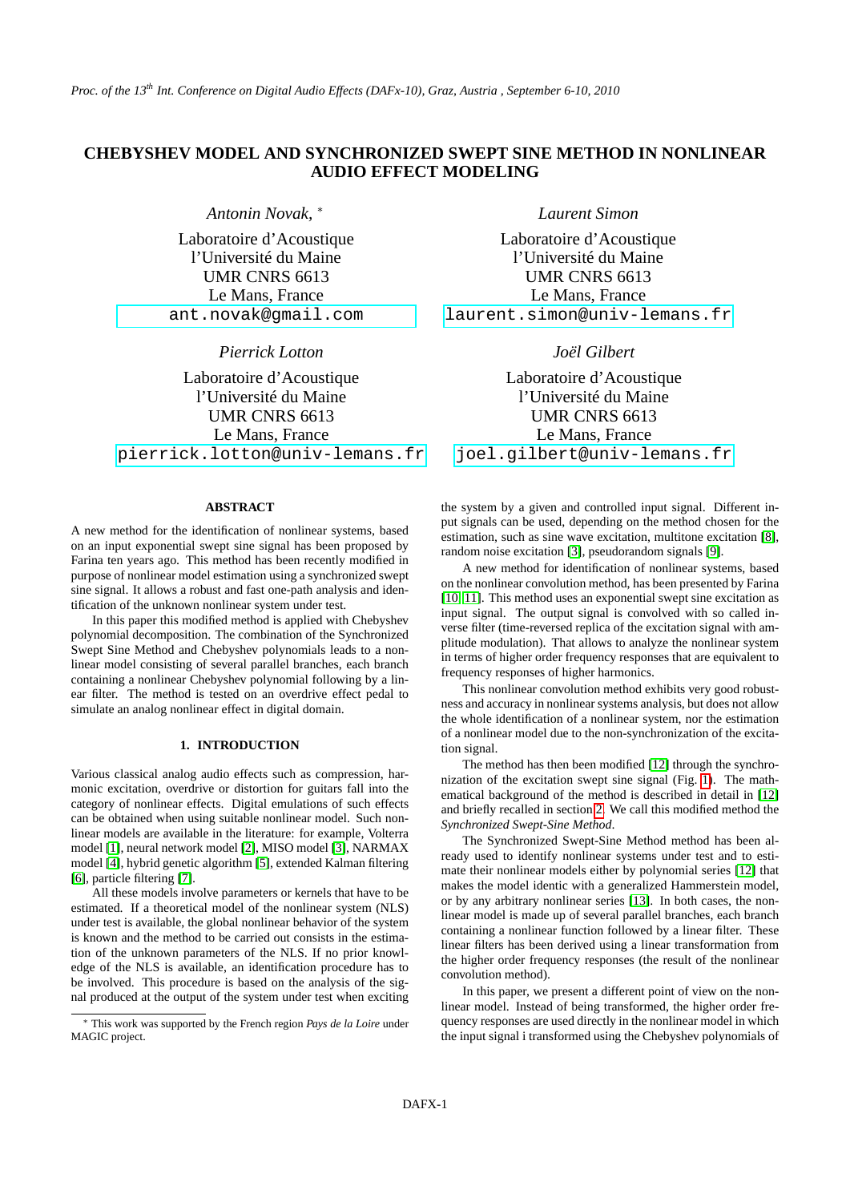# CHEBYSHEV MODEL AND SYNCHRONIZED SWEPT SINE METHOD IN NONLINEAR AUDIO EFFECT MODELING

*Antonin Novak,* *

Laboratoire d'Acoustique
l'Université du Maine
UMR CNRS 6613
Le Mans, France
ant.novak@gmail.com

*Laurent Simon*

Laboratoire d'Acoustique
l'Université du Maine
UMR CNRS 6613
Le Mans, France
laurent.simon@univ-lemans.fr

*Pierrick Lotton*

Laboratoire d'Acoustique
l'Université du Maine
UMR CNRS 6613
Le Mans, France
pierrick.lotton@univ-lemans.fr

*Joël Gilbert*

Laboratoire d'Acoustique
l'Université du Maine
UMR CNRS 6613
Le Mans, France
joel.gilbert@univ-lemans.fr

## ABSTRACT

A new method for the identification of nonlinear systems, based on an input exponential swept sine signal has been proposed by Farina ten years ago. This method has been recently modified in purpose of nonlinear model estimation using a synchronized swept sine signal. It allows a robust and fast one-path analysis and identification of the unknown nonlinear system under test.

In this paper this modified method is applied with Chebyshev polynomial decomposition. The combination of the Synchronized Swept Sine Method and Chebyshev polynomials leads to a nonlinear model consisting of several parallel branches, each branch containing a nonlinear Chebyshev polynomial following by a linear filter. The method is tested on an overdrive effect pedal to simulate an analog nonlinear effect in digital domain.

## 1. INTRODUCTION

Various classical analog audio effects such as compression, harmonic excitation, overdrive or distortion for guitars fall into the category of nonlinear effects. Digital emulations of such effects can be obtained when using suitable nonlinear model. Such nonlinear models are available in the literature: for example, Volterra model [1], neural network model [2], MISO model [3], NARMAX model [4], hybrid genetic algorithm [5], extended Kalman filtering [6], particle filtering [7].

All these models involve parameters or kernels that have to be estimated. If a theoretical model of the nonlinear system (NLS) under test is available, the global nonlinear behavior of the system is known and the method to be carried out consists in the estimation of the unknown parameters of the NLS. If no prior knowledge of the NLS is available, an identification procedure has to be involved. This procedure is based on the analysis of the signal produced at the output of the system under test when exciting the system by a given and controlled input signal. Different input signals can be used, depending on the method chosen for the estimation, such as sine wave excitation, multitone excitation [8], random noise excitation [3], pseudorandom signals [9].

A new method for identification of nonlinear systems, based on the nonlinear convolution method, has been presented by Farina [10, 11]. This method uses an exponential swept sine excitation as input signal. The output signal is convolved with so called inverse filter (time-reversed replica of the excitation signal with amplitude modulation). That allows to analyze the nonlinear system in terms of higher order frequency responses that are equivalent to frequency responses of higher harmonics.

This nonlinear convolution method exhibits very good robustness and accuracy in nonlinear systems analysis, but does not allow the whole identification of a nonlinear system, nor the estimation of a nonlinear model due to the non-synchronization of the excitation signal.

The method has then been modified [12] through the synchronization of the excitation swept sine signal (Fig. 1). The mathematical background of the method is described in detail in [12] and briefly recalled in section 2. We call this modified method the *Synchronized Swept-Sine Method*.

The Synchronized Swept-Sine Method method has been already used to identify nonlinear systems under test and to estimate their nonlinear models either by polynomial series [12] that makes the model identic with a generalized Hammerstein model, or by any arbitrary nonlinear series [13]. In both cases, the nonlinear model is made up of several parallel branches, each branch containing a nonlinear function followed by a linear filter. These linear filters has been derived using a linear transformation from the higher order frequency responses (the result of the nonlinear convolution method).

In this paper, we present a different point of view on the nonlinear model. Instead of being transformed, the higher order frequency responses are used directly in the nonlinear model in which the input signal i transformed using the Chebyshev polynomials of

* This work was supported by the French region *Pays de la Loire* under MAGIC project.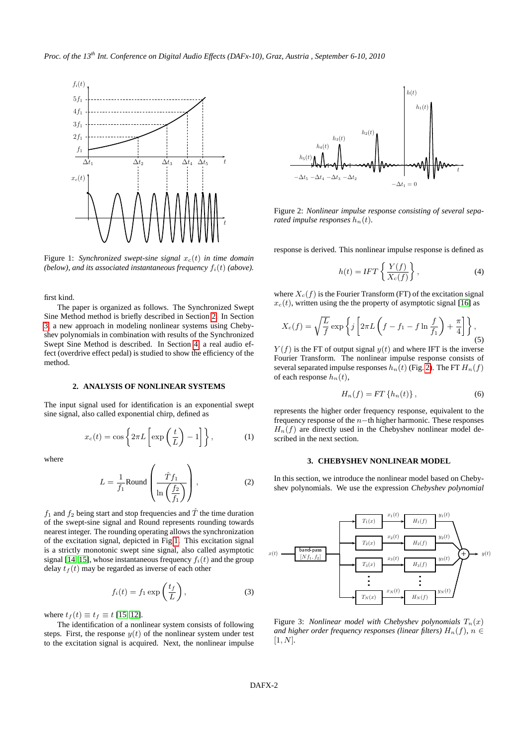Figure 1: *Synchronized swept-sine signal $x_c(t)$ in time domain (below), and its associated instantaneous frequency $f_i(t)$ (above).*

first kind.

The paper is organized as follows. The Synchronized Swept Sine Method method is briefly described in Section 2. In Section 3 a new approach in modeling nonlinear systems using Chebyshev polynomials in combination with results of the Synchronized Swept Sine Method is described. In Section 4 a real audio effect (overdrive effect pedal) is studied to show the efficiency of the method.

## 2. ANALYSIS OF NONLINEAR SYSTEMS

The input signal used for identification is an exponential swept sine signal, also called exponential chirp, defined as

$$x_c(t) = \cos\left\{2\pi L\left[\exp\left(\frac{t}{L}\right) - 1\right]\right\}, \tag{1}$$

where

$$L = \frac{1}{f_1}\text{Round}\left(\frac{\hat{T} f_1}{\ln\left(\frac{f_2}{f_1}\right)}\right), \tag{2}$$

$f_1$ and $f_2$ being start and stop frequencies and $\hat{T}$ the time duration of the swept-sine signal and Round represents rounding towards nearest integer. The rounding operating allows the synchronization of the excitation signal, depicted in Fig 1. This excitation signal is a strictly monotonic swept sine signal, also called asymptotic signal [14, 15], whose instantaneous frequency $f_i(t)$ and the group delay $t_f(t)$ may be regarded as inverse of each other

$$f_i(t) = f_1 \exp\left(\frac{t_f}{L}\right), \tag{3}$$

where $t_f(t) \equiv t_f \equiv t$ [15, 12].

The identification of a nonlinear system consists of following steps. First, the response $y(t)$ of the nonlinear system under test to the excitation signal is acquired. Next, the nonlinear impulse response is derived. This nonlinear impulse response is defined as

$$h(t) = IFT\left\{\frac{Y(f)}{X_c(f)}\right\}, \tag{4}$$

where $X_c(f)$ is the Fourier Transform (FT) of the excitation signal $x_c(t)$, written using the the property of asymptotic signal [16] as

$$X_c(f) = \sqrt{\frac{L}{f}}\exp\left\{j\left[2\pi L\left(f - f_1 - f\ln\frac{f}{f_1}\right) + \frac{\pi}{4}\right]\right\}, \tag{5}$$

$Y(f)$ is the FT of output signal $y(t)$ and where IFT is the inverse Fourier Transform. The nonlinear impulse response consists of several separated impulse responses $h_n(t)$ (Fig. 2). The FT $H_n(f)$ of each response $h_n(t)$,

$$H_n(f) = FT\left\{h_n(t)\right\}, \tag{6}$$

represents the higher order frequency response, equivalent to the frequency response of the $n-$th higher harmonic. These responses $H_n(f)$ are directly used in the Chebyshev nonlinear model described in the next section.

Figure 2: *Nonlinear impulse response consisting of several separated impulse responses $h_n(t)$.*

## 3. CHEBYSHEV NONLINEAR MODEL

In this section, we introduce the nonlinear model based on Chebyshev polynomials. We use the expression *Chebyshev polynomial*

Figure 3: *Nonlinear model with Chebyshev polynomials $T_n(x)$ and higher order frequency responses (linear filters) $H_n(f)$, $n \in [1, N]$.*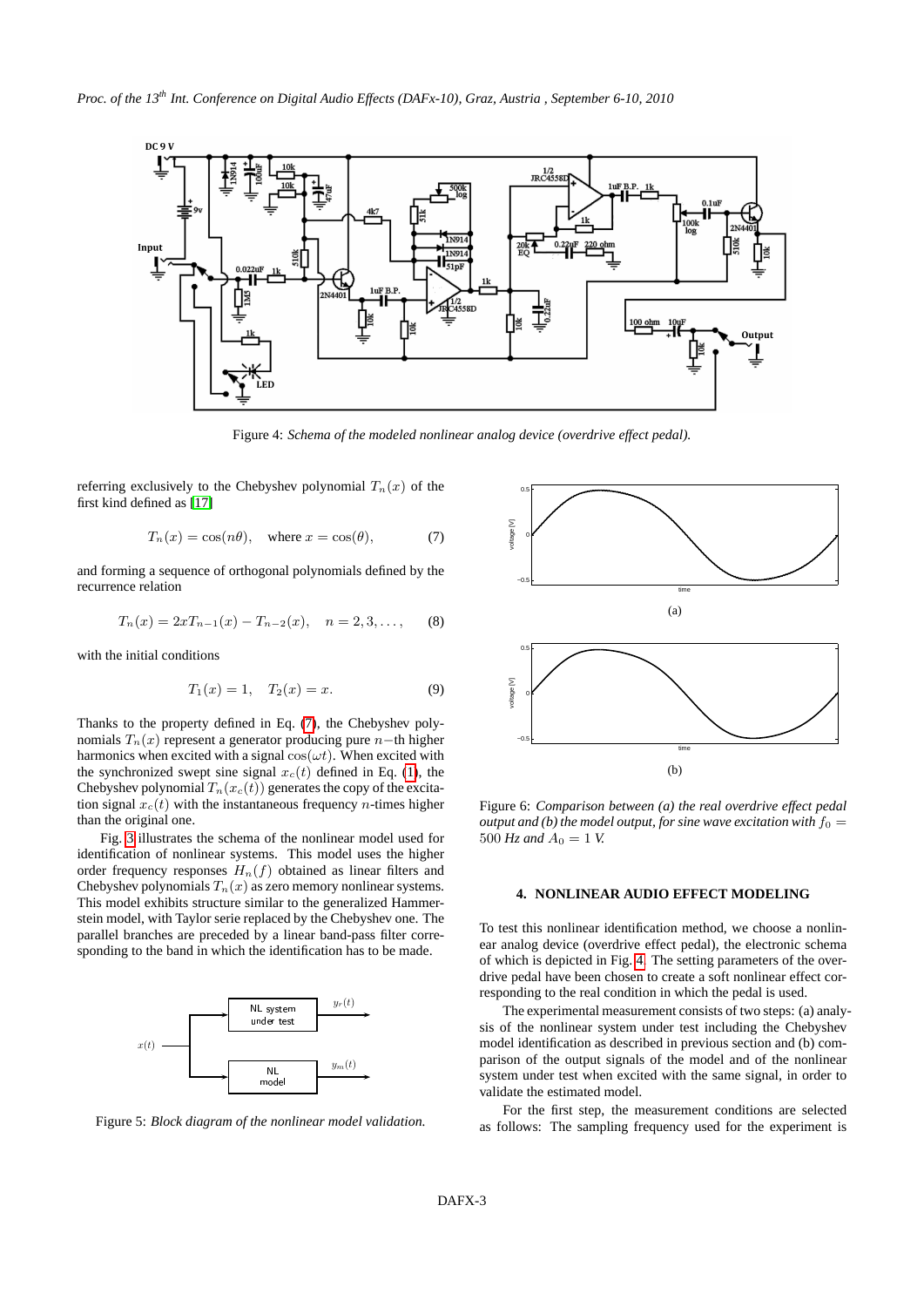Figure 4: *Schema of the modeled nonlinear analog device (overdrive effect pedal).*

referring exclusively to the Chebyshev polynomial $T_n(x)$ of the first kind defined as [17]

$$T_n(x) = \cos(n\theta), \quad \text{where } x = \cos(\theta), \tag{7}$$

and forming a sequence of orthogonal polynomials defined by the recurrence relation

$$T_n(x) = 2xT_{n-1}(x) - T_{n-2}(x), \quad n = 2, 3, \ldots, \tag{8}$$

with the initial conditions

$$T_1(x) = 1, \quad T_2(x) = x. \tag{9}$$

Thanks to the property defined in Eq. (7), the Chebyshev polynomials $T_n(x)$ represent a generator producing pure $n-$th higher harmonics when excited with a signal $\cos(\omega t)$. When excited with the synchronized swept sine signal $x_c(t)$ defined in Eq. (1), the Chebyshev polynomial $T_n(x_c(t))$ generates the copy of the excitation signal $x_c(t)$ with the instantaneous frequency $n$-times higher than the original one.

Fig. 3 illustrates the schema of the nonlinear model used for identification of nonlinear systems. This model uses the higher order frequency responses $H_n(f)$ obtained as linear filters and Chebyshev polynomials $T_n(x)$ as zero memory nonlinear systems. This model exhibits structure similar to the generalized Hammerstein model, with Taylor serie replaced by the Chebyshev one. The parallel branches are preceded by a linear band-pass filter corresponding to the band in which the identification has to be made.

Figure 5: *Block diagram of the nonlinear model validation.*

Figure 6: *Comparison between (a) the real overdrive effect pedal output and (b) the model output, for sine wave excitation with $f_0 = 500$ Hz and $A_0 = 1$ V.*

## 4. NONLINEAR AUDIO EFFECT MODELING

To test this nonlinear identification method, we choose a nonlinear analog device (overdrive effect pedal), the electronic schema of which is depicted in Fig. 4. The setting parameters of the overdrive pedal have been chosen to create a soft nonlinear effect corresponding to the real condition in which the pedal is used.

The experimental measurement consists of two steps: (a) analysis of the nonlinear system under test including the Chebyshev model identification as described in previous section and (b) comparison of the output signals of the model and of the nonlinear system under test when excited with the same signal, in order to validate the estimated model.

For the first step, the measurement conditions are selected as follows: The sampling frequency used for the experiment is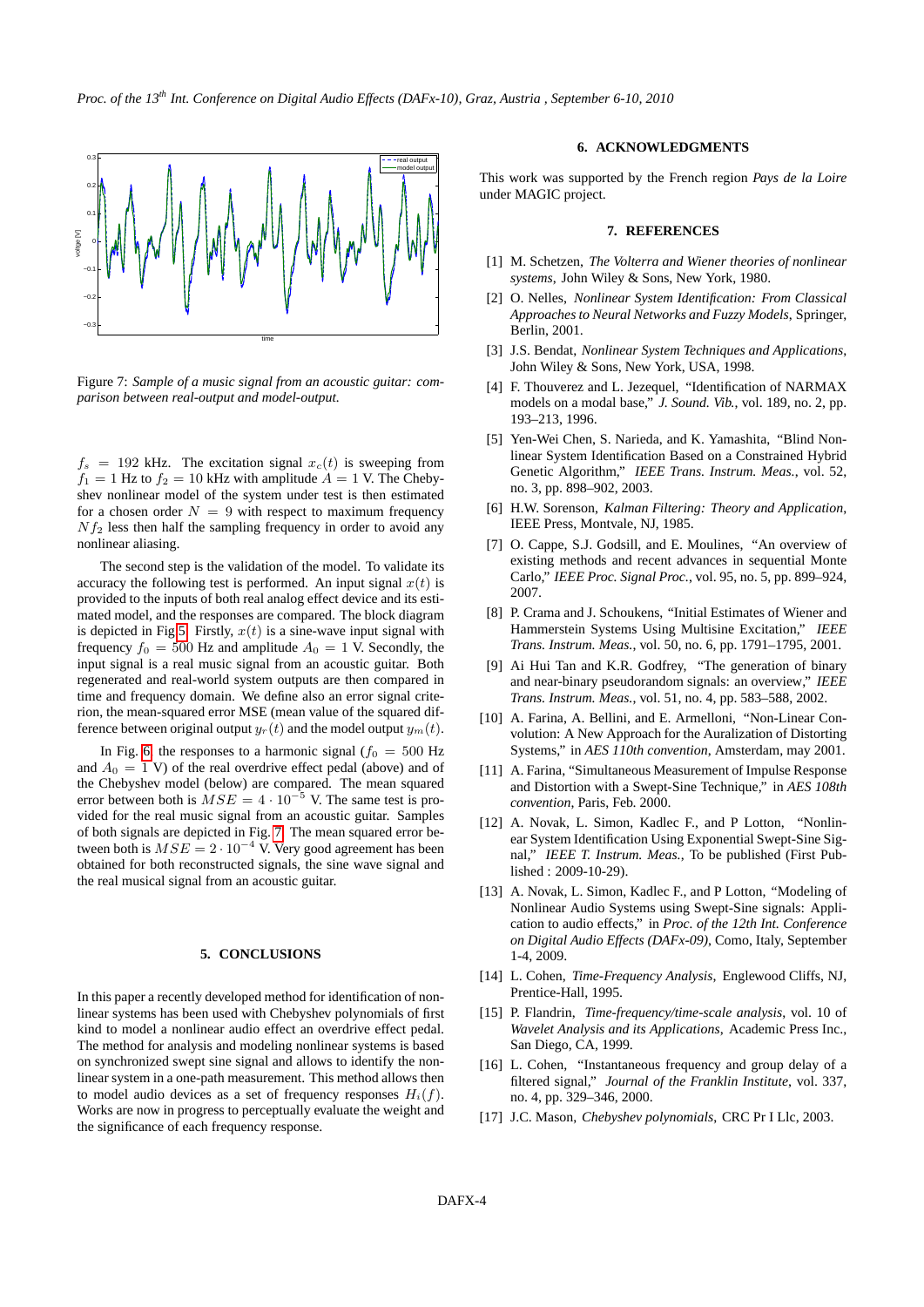real output
model output

0.3
0.2
0.1
0
−0.1
−0.2
−0.3

voltge [V]

time

Figure 7: *Sample of a music signal from an acoustic guitar: comparison between real-output and model-output.*

$f_s = 192$ kHz. The excitation signal $x_c(t)$ is sweeping from $f_1 = 1$ Hz to $f_2 = 10$ kHz with amplitude $A = 1$ V. The Chebyshev nonlinear model of the system under test is then estimated for a chosen order $N = 9$ with respect to maximum frequency $Nf_2$ less then half the sampling frequency in order to avoid any nonlinear aliasing.

The second step is the validation of the model. To validate its accuracy the following test is performed. An input signal $x(t)$ is provided to the inputs of both real analog effect device and its estimated model, and the responses are compared. The block diagram is depicted in Fig 5. Firstly, $x(t)$ is a sine-wave input signal with frequency $f_0 = 500$ Hz and amplitude $A_0 = 1$ V. Secondly, the input signal is a real music signal from an acoustic guitar. Both regenerated and real-world system outputs are then compared in time and frequency domain. We define also an error signal criterion, the mean-squared error MSE (mean value of the squared difference between original output $y_r(t)$ and the model output $y_m(t)$.

In Fig. 6 the responses to a harmonic signal ($f_0 = 500$ Hz and $A_0 = 1$ V) of the real overdrive effect pedal (above) and of the Chebyshev model (below) are compared. The mean squared error between both is $MSE = 4 \cdot 10^{-5}$ V. The same test is provided for the real music signal from an acoustic guitar. Samples of both signals are depicted in Fig. 7. The mean squared error between both is $MSE = 2 \cdot 10^{-4}$ V. Very good agreement has been obtained for both reconstructed signals, the sine wave signal and the real musical signal from an acoustic guitar.

## 5. CONCLUSIONS

In this paper a recently developed method for identification of nonlinear systems has been used with Chebyshev polynomials of first kind to model a nonlinear audio effect an overdrive effect pedal. The method for analysis and modeling nonlinear systems is based on synchronized swept sine signal and allows to identify the nonlinear system in a one-path measurement. This method allows then to model audio devices as a set of frequency responses $H_i(f)$. Works are now in progress to perceptually evaluate the weight and the significance of each frequency response.

## 6. ACKNOWLEDGMENTS

This work was supported by the French region *Pays de la Loire* under MAGIC project.

## 7. REFERENCES

[1] M. Schetzen, *The Volterra and Wiener theories of nonlinear systems*, John Wiley & Sons, New York, 1980.

[2] O. Nelles, *Nonlinear System Identification: From Classical Approaches to Neural Networks and Fuzzy Models*, Springer, Berlin, 2001.

[3] J.S. Bendat, *Nonlinear System Techniques and Applications*, John Wiley & Sons, New York, USA, 1998.

[4] F. Thouverez and L. Jezequel, "Identification of NARMAX models on a modal base," *J. Sound. Vib.*, vol. 189, no. 2, pp. 193–213, 1996.

[5] Yen-Wei Chen, S. Narieda, and K. Yamashita, "Blind Nonlinear System Identification Based on a Constrained Hybrid Genetic Algorithm," *IEEE Trans. Instrum. Meas.*, vol. 52, no. 3, pp. 898–902, 2003.

[6] H.W. Sorenson, *Kalman Filtering: Theory and Application*, IEEE Press, Montvale, NJ, 1985.

[7] O. Cappe, S.J. Godsill, and E. Moulines, "An overview of existing methods and recent advances in sequential Monte Carlo," *IEEE Proc. Signal Proc.*, vol. 95, no. 5, pp. 899–924, 2007.

[8] P. Crama and J. Schoukens, "Initial Estimates of Wiener and Hammerstein Systems Using Multisine Excitation," *IEEE Trans. Instrum. Meas.*, vol. 50, no. 6, pp. 1791–1795, 2001.

[9] Ai Hui Tan and K.R. Godfrey, "The generation of binary and near-binary pseudorandom signals: an overview," *IEEE Trans. Instrum. Meas.*, vol. 51, no. 4, pp. 583–588, 2002.

[10] A. Farina, A. Bellini, and E. Armelloni, "Non-Linear Convolution: A New Approach for the Auralization of Distorting Systems," in *AES 110th convention*, Amsterdam, may 2001.

[11] A. Farina, "Simultaneous Measurement of Impulse Response and Distortion with a Swept-Sine Technique," in *AES 108th convention*, Paris, Feb. 2000.

[12] A. Novak, L. Simon, Kadlec F., and P Lotton, "Nonlinear System Identification Using Exponential Swept-Sine Signal," *IEEE T. Instrum. Meas.*, To be published (First Published : 2009-10-29).

[13] A. Novak, L. Simon, Kadlec F., and P Lotton, "Modeling of Nonlinear Audio Systems using Swept-Sine signals: Application to audio effects," in *Proc. of the 12th Int. Conference on Digital Audio Effects (DAFx-09)*, Como, Italy, September 1-4, 2009.

[14] L. Cohen, *Time-Frequency Analysis*, Englewood Cliffs, NJ, Prentice-Hall, 1995.

[15] P. Flandrin, *Time-frequency/time-scale analysis*, vol. 10 of *Wavelet Analysis and its Applications*, Academic Press Inc., San Diego, CA, 1999.

[16] L. Cohen, "Instantaneous frequency and group delay of a filtered signal," *Journal of the Franklin Institute*, vol. 337, no. 4, pp. 329–346, 2000.

[17] J.C. Mason, *Chebyshev polynomials*, CRC Pr I Llc, 2003.